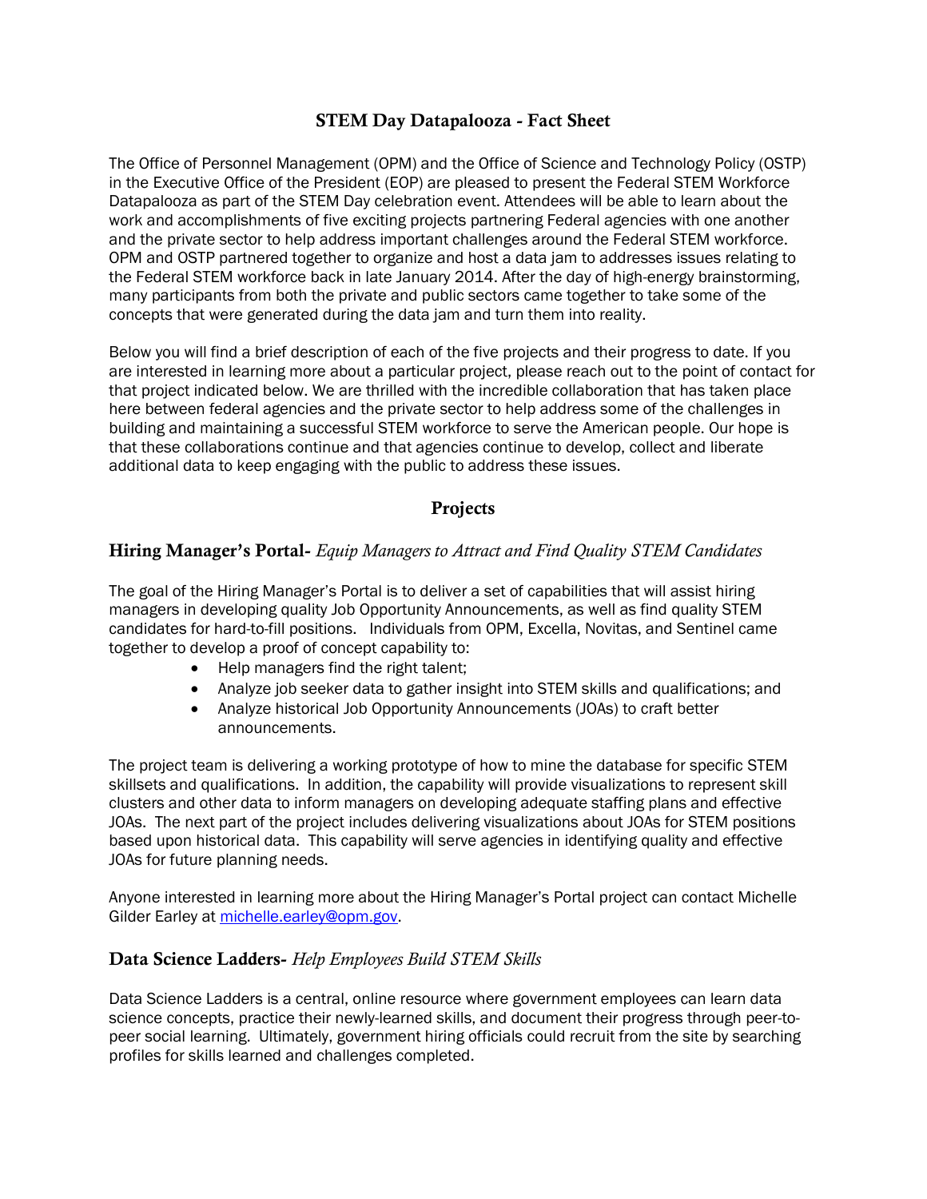# STEM Day Datapalooza - Fact Sheet

The Office of Personnel Management (OPM) and the Office of Science and Technology Policy (OSTP) in the Executive Office of the President (EOP) are pleased to present the Federal STEM Workforce Datapalooza as part of the STEM Day celebration event. Attendees will be able to learn about the work and accomplishments of five exciting projects partnering Federal agencies with one another and the private sector to help address important challenges around the Federal STEM workforce. OPM and OSTP partnered together to organize and host a data jam to addresses issues relating to the Federal STEM workforce back in late January 2014. After the day of high-energy brainstorming, many participants from both the private and public sectors came together to take some of the concepts that were generated during the data jam and turn them into reality.

Below you will find a brief description of each of the five projects and their progress to date. If you are interested in learning more about a particular project, please reach out to the point of contact for that project indicated below. We are thrilled with the incredible collaboration that has taken place here between federal agencies and the private sector to help address some of the challenges in building and maintaining a successful STEM workforce to serve the American people. Our hope is that these collaborations continue and that agencies continue to develop, collect and liberate additional data to keep engaging with the public to address these issues.

## Projects

### Hiring Manager's Portal- *Equip Managers to Attract and Find Quality STEM Candidates*

The goal of the Hiring Manager's Portal is to deliver a set of capabilities that will assist hiring managers in developing quality Job Opportunity Announcements, as well as find quality STEM candidates for hard-to-fill positions. Individuals from OPM, Excella, Novitas, and Sentinel came together to develop a proof of concept capability to:

- Help managers find the right talent;
- Analyze job seeker data to gather insight into STEM skills and qualifications; and
- Analyze historical Job Opportunity Announcements (JOAs) to craft better announcements.

The project team is delivering a working prototype of how to mine the database for specific STEM skillsets and qualifications. In addition, the capability will provide visualizations to represent skill clusters and other data to inform managers on developing adequate staffing plans and effective JOAs. The next part of the project includes delivering visualizations about JOAs for STEM positions based upon historical data. This capability will serve agencies in identifying quality and effective JOAs for future planning needs.

Anyone interested in learning more about the Hiring Manager's Portal project can contact Michelle Gilder Earley at michelle.earley@opm.gov.

### Data Science Ladders- *Help Employees Build STEM Skills*

Data Science Ladders is a central, online resource where government employees can learn data science concepts, practice their newly-learned skills, and document their progress through peer-to-peer social learning. Ultimately, government hiring officials could recruit from the site by searching profiles for skills learned and challenges completed.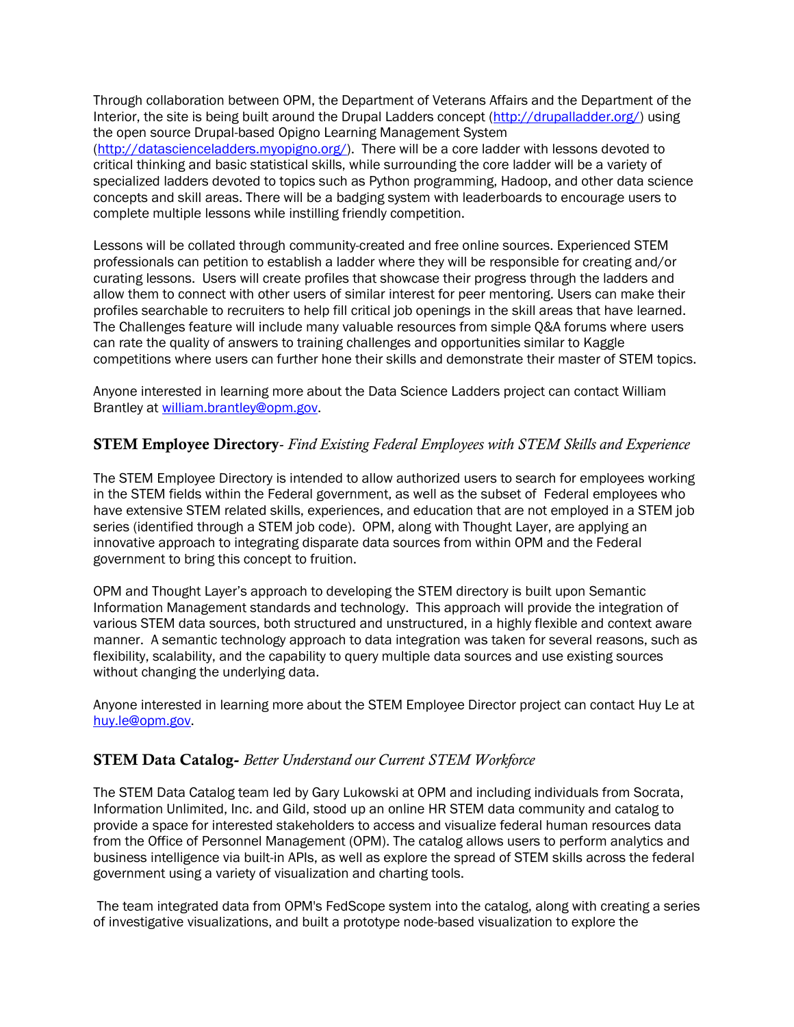Through collaboration between OPM, the Department of Veterans Affairs and the Department of the Interior, the site is being built around the Drupal Ladders concept (http://drupalladder.org/) using the open source Drupal-based Opigno Learning Management System (http://datascienceladders.myopigno.org/). There will be a core ladder with lessons devoted to critical thinking and basic statistical skills, while surrounding the core ladder will be a variety of specialized ladders devoted to topics such as Python programming, Hadoop, and other data science concepts and skill areas. There will be a badging system with leaderboards to encourage users to complete multiple lessons while instilling friendly competition.

Lessons will be collated through community-created and free online sources. Experienced STEM professionals can petition to establish a ladder where they will be responsible for creating and/or curating lessons. Users will create profiles that showcase their progress through the ladders and allow them to connect with other users of similar interest for peer mentoring. Users can make their profiles searchable to recruiters to help fill critical job openings in the skill areas that have learned. The Challenges feature will include many valuable resources from simple Q&A forums where users can rate the quality of answers to training challenges and opportunities similar to Kaggle competitions where users can further hone their skills and demonstrate their master of STEM topics.

Anyone interested in learning more about the Data Science Ladders project can contact William Brantley at william.brantley@opm.gov.

### **STEM Employee Directory**- *Find Existing Federal Employees with STEM Skills and Experience*

The STEM Employee Directory is intended to allow authorized users to search for employees working in the STEM fields within the Federal government, as well as the subset of Federal employees who have extensive STEM related skills, experiences, and education that are not employed in a STEM job series (identified through a STEM job code). OPM, along with Thought Layer, are applying an innovative approach to integrating disparate data sources from within OPM and the Federal government to bring this concept to fruition.

OPM and Thought Layer's approach to developing the STEM directory is built upon Semantic Information Management standards and technology. This approach will provide the integration of various STEM data sources, both structured and unstructured, in a highly flexible and context aware manner. A semantic technology approach to data integration was taken for several reasons, such as flexibility, scalability, and the capability to query multiple data sources and use existing sources without changing the underlying data.

Anyone interested in learning more about the STEM Employee Director project can contact Huy Le at huy.le@opm.gov.

### **STEM Data Catalog**- *Better Understand our Current STEM Workforce*

The STEM Data Catalog team led by Gary Lukowski at OPM and including individuals from Socrata, Information Unlimited, Inc. and Gild, stood up an online HR STEM data community and catalog to provide a space for interested stakeholders to access and visualize federal human resources data from the Office of Personnel Management (OPM). The catalog allows users to perform analytics and business intelligence via built-in APIs, as well as explore the spread of STEM skills across the federal government using a variety of visualization and charting tools.

The team integrated data from OPM's FedScope system into the catalog, along with creating a series of investigative visualizations, and built a prototype node-based visualization to explore the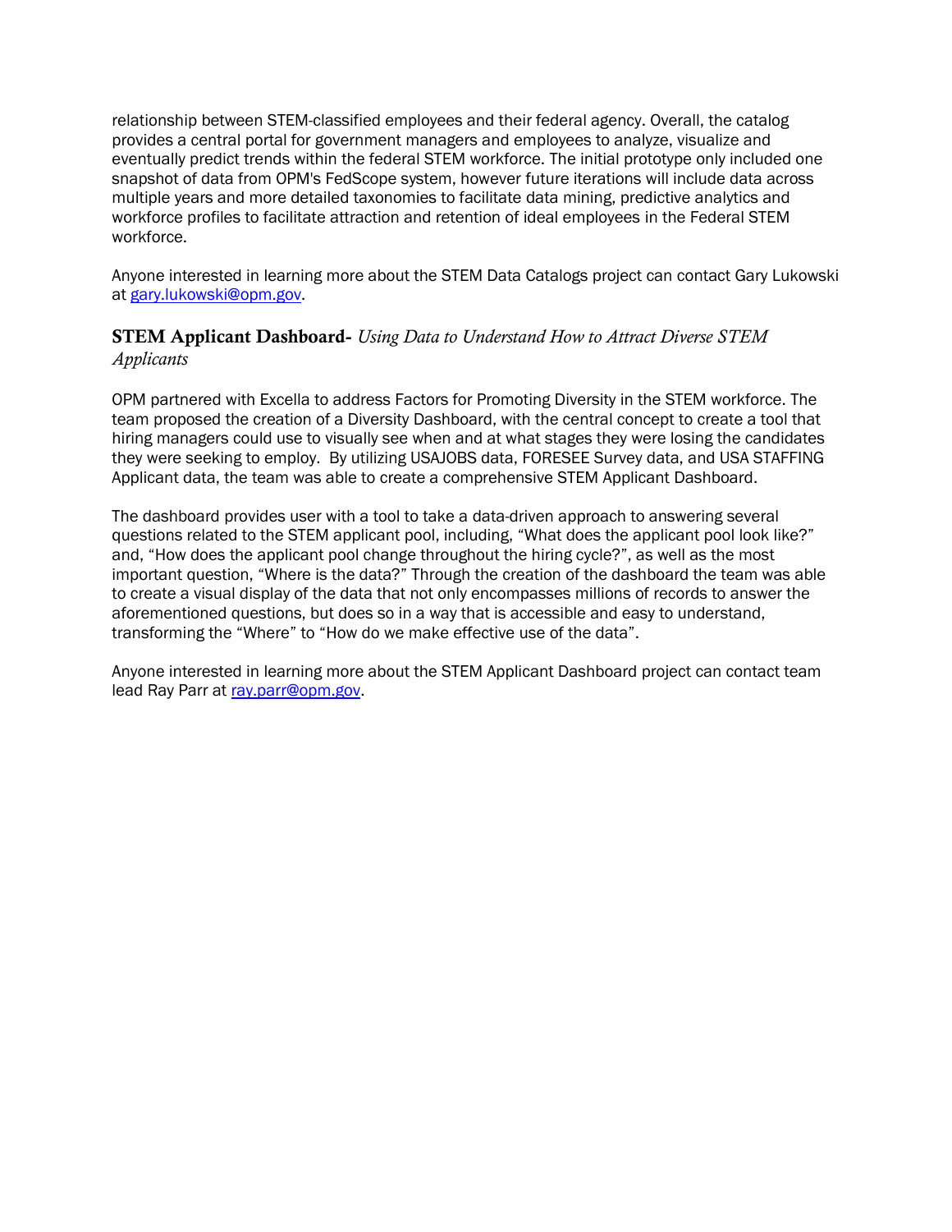relationship between STEM-classified employees and their federal agency. Overall, the catalog provides a central portal for government managers and employees to analyze, visualize and eventually predict trends within the federal STEM workforce. The initial prototype only included one snapshot of data from OPM's FedScope system, however future iterations will include data across multiple years and more detailed taxonomies to facilitate data mining, predictive analytics and workforce profiles to facilitate attraction and retention of ideal employees in the Federal STEM workforce.

Anyone interested in learning more about the STEM Data Catalogs project can contact Gary Lukowski at gary.lukowski@opm.gov.

### **STEM Applicant Dashboard-** *Using Data to Understand How to Attract Diverse STEM Applicants*

OPM partnered with Excella to address Factors for Promoting Diversity in the STEM workforce. The team proposed the creation of a Diversity Dashboard, with the central concept to create a tool that hiring managers could use to visually see when and at what stages they were losing the candidates they were seeking to employ. By utilizing USAJOBS data, FORESEE Survey data, and USA STAFFING Applicant data, the team was able to create a comprehensive STEM Applicant Dashboard.

The dashboard provides user with a tool to take a data-driven approach to answering several questions related to the STEM applicant pool, including, "What does the applicant pool look like?" and, "How does the applicant pool change throughout the hiring cycle?", as well as the most important question, "Where is the data?" Through the creation of the dashboard the team was able to create a visual display of the data that not only encompasses millions of records to answer the aforementioned questions, but does so in a way that is accessible and easy to understand, transforming the "Where" to "How do we make effective use of the data".

Anyone interested in learning more about the STEM Applicant Dashboard project can contact team lead Ray Parr at ray.parr@opm.gov.